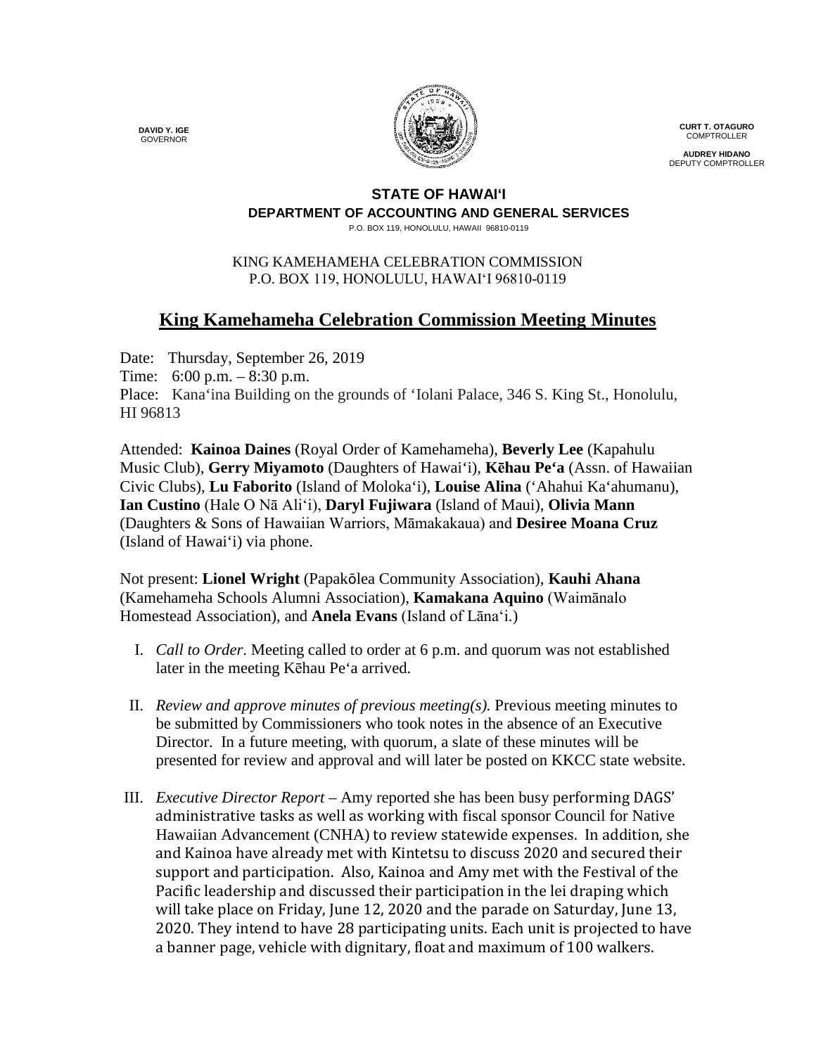DAVID Y. IGE
GOVERNOR

CURT T. OTAGURO
COMPTROLLER

AUDREY HIDANO
DEPUTY COMPTROLLER

**STATE OF HAWAIʻI**
**DEPARTMENT OF ACCOUNTING AND GENERAL SERVICES**
P.O. BOX 119, HONOLULU, HAWAII 96810-0119

KING KAMEHAMEHA CELEBRATION COMMISSION
P.O. BOX 119, HONOLULU, HAWAIʻI 96810-0119

# King Kamehameha Celebration Commission Meeting Minutes

Date: Thursday, September 26, 2019
Time: 6:00 p.m. – 8:30 p.m.
Place: Kanaʻina Building on the grounds of ʻIolani Palace, 346 S. King St., Honolulu, HI 96813

Attended: **Kainoa Daines** (Royal Order of Kamehameha), **Beverly Lee** (Kapahulu Music Club), **Gerry Miyamoto** (Daughters of Hawaiʻi), **Kēhau Peʻa** (Assn. of Hawaiian Civic Clubs), **Lu Faborito** (Island of Molokaʻi), **Louise Alina** (ʻAhahui Kaʻahumanu), **Ian Custino** (Hale O Nā Aliʻi), **Daryl Fujiwara** (Island of Maui), **Olivia Mann** (Daughters & Sons of Hawaiian Warriors, Māmakakaua) and **Desiree Moana Cruz** (Island of Hawaiʻi) via phone.

Not present: **Lionel Wright** (Papakōlea Community Association), **Kauhi Ahana** (Kamehameha Schools Alumni Association), **Kamakana Aquino** (Waimānalo Homestead Association), and **Anela Evans** (Island of Lānaʻi.)

I. *Call to Order*. Meeting called to order at 6 p.m. and quorum was not established later in the meeting Kēhau Peʻa arrived.

II. *Review and approve minutes of previous meeting(s).* Previous meeting minutes to be submitted by Commissioners who took notes in the absence of an Executive Director. In a future meeting, with quorum, a slate of these minutes will be presented for review and approval and will later be posted on KKCC state website.

III. *Executive Director Report* – Amy reported she has been busy performing DAGS' administrative tasks as well as working with fiscal sponsor Council for Native Hawaiian Advancement (CNHA) to review statewide expenses. In addition, she and Kainoa have already met with Kintetsu to discuss 2020 and secured their support and participation. Also, Kainoa and Amy met with the Festival of the Pacific leadership and discussed their participation in the lei draping which will take place on Friday, June 12, 2020 and the parade on Saturday, June 13, 2020. They intend to have 28 participating units. Each unit is projected to have a banner page, vehicle with dignitary, float and maximum of 100 walkers.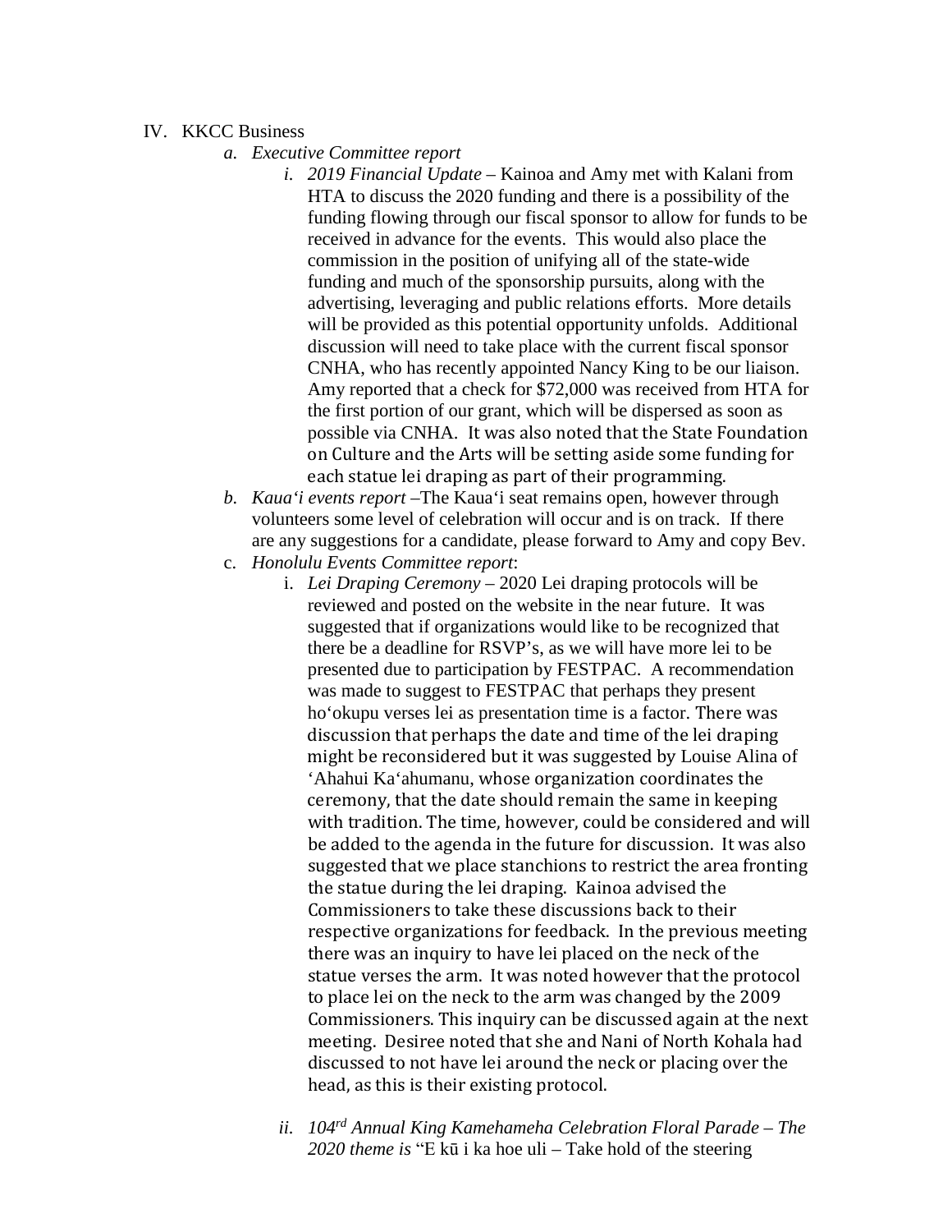IV. KKCC Business

   *a. Executive Committee report*

      *i. 2019 Financial Update* – Kainoa and Amy met with Kalani from HTA to discuss the 2020 funding and there is a possibility of the funding flowing through our fiscal sponsor to allow for funds to be received in advance for the events. This would also place the commission in the position of unifying all of the state-wide funding and much of the sponsorship pursuits, along with the advertising, leveraging and public relations efforts. More details will be provided as this potential opportunity unfolds. Additional discussion will need to take place with the current fiscal sponsor CNHA, who has recently appointed Nancy King to be our liaison. Amy reported that a check for $72,000 was received from HTA for the first portion of our grant, which will be dispersed as soon as possible via CNHA. It was also noted that the State Foundation on Culture and the Arts will be setting aside some funding for each statue lei draping as part of their programming.

   *b. Kaua'i events report* –The Kaua'i seat remains open, however through volunteers some level of celebration will occur and is on track. If there are any suggestions for a candidate, please forward to Amy and copy Bev.

   c. *Honolulu Events Committee report*:

      i. *Lei Draping Ceremony* – 2020 Lei draping protocols will be reviewed and posted on the website in the near future. It was suggested that if organizations would like to be recognized that there be a deadline for RSVP's, as we will have more lei to be presented due to participation by FESTPAC. A recommendation was made to suggest to FESTPAC that perhaps they present ho'okupu verses lei as presentation time is a factor. There was discussion that perhaps the date and time of the lei draping might be reconsidered but it was suggested by Louise Alina of 'Ahahui Ka'ahumanu, whose organization coordinates the ceremony, that the date should remain the same in keeping with tradition. The time, however, could be considered and will be added to the agenda in the future for discussion. It was also suggested that we place stanchions to restrict the area fronting the statue during the lei draping. Kainoa advised the Commissioners to take these discussions back to their respective organizations for feedback. In the previous meeting there was an inquiry to have lei placed on the neck of the statue verses the arm. It was noted however that the protocol to place lei on the neck to the arm was changed by the 2009 Commissioners. This inquiry can be discussed again at the next meeting. Desiree noted that she and Nani of North Kohala had discussed to not have lei around the neck or placing over the head, as this is their existing protocol.

      *ii. 104rd Annual King Kamehameha Celebration Floral Parade – The 2020 theme is* "E kū i ka hoe uli – Take hold of the steering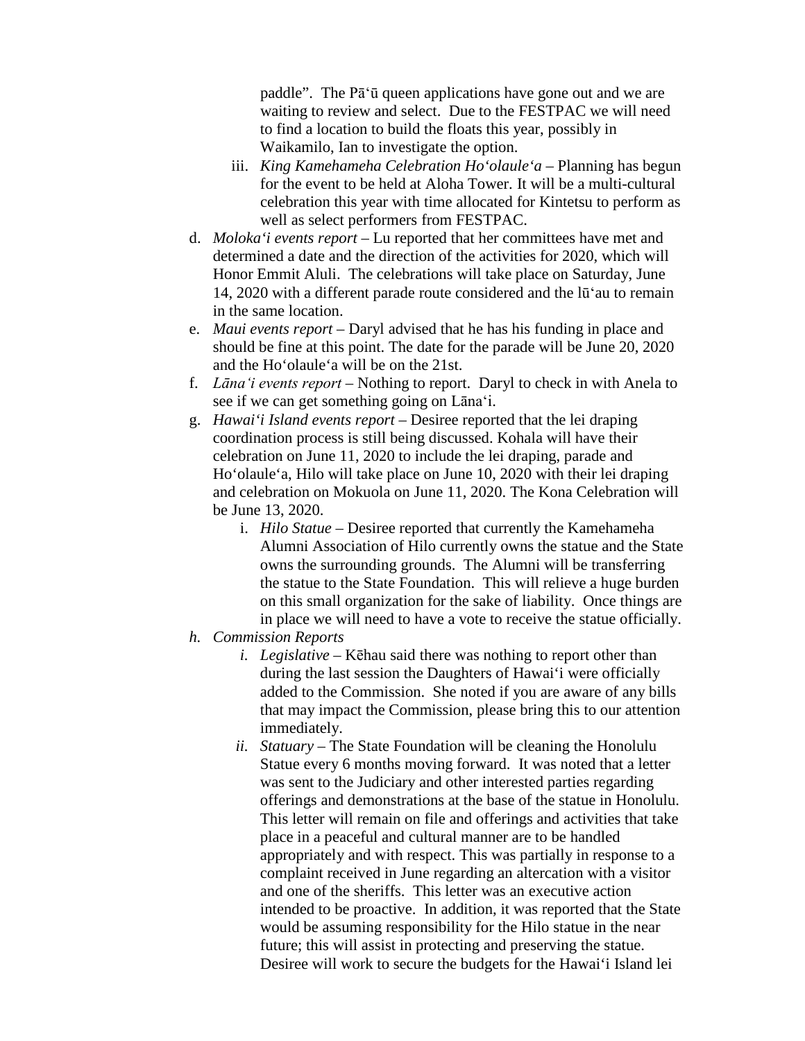paddle". The Pāʻū queen applications have gone out and we are waiting to review and select. Due to the FESTPAC we will need to find a location to build the floats this year, possibly in Waikamilo, Ian to investigate the option.

   iii. *King Kamehameha Celebration Hoʻolauleʻa* – Planning has begun for the event to be held at Aloha Tower. It will be a multi-cultural celebration this year with time allocated for Kintetsu to perform as well as select performers from FESTPAC.

d. *Molokaʻi events report* – Lu reported that her committees have met and determined a date and the direction of the activities for 2020, which will Honor Emmit Aluli. The celebrations will take place on Saturday, June 14, 2020 with a different parade route considered and the lūʻau to remain in the same location.

e. *Maui events report* – Daryl advised that he has his funding in place and should be fine at this point. The date for the parade will be June 20, 2020 and the Hoʻolauleʻa will be on the 21st.

f. *Lānaʻi events report* – Nothing to report. Daryl to check in with Anela to see if we can get something going on Lānaʻi.

g. *Hawaiʻi Island events report* – Desiree reported that the lei draping coordination process is still being discussed. Kohala will have their celebration on June 11, 2020 to include the lei draping, parade and Hoʻolauleʻa, Hilo will take place on June 10, 2020 with their lei draping and celebration on Mokuola on June 11, 2020. The Kona Celebration will be June 13, 2020.

   i. *Hilo Statue* – Desiree reported that currently the Kamehameha Alumni Association of Hilo currently owns the statue and the State owns the surrounding grounds. The Alumni will be transferring the statue to the State Foundation. This will relieve a huge burden on this small organization for the sake of liability. Once things are in place we will need to have a vote to receive the statue officially.

*h. Commission Reports*

   *i. Legislative* – Kēhau said there was nothing to report other than during the last session the Daughters of Hawaiʻi were officially added to the Commission. She noted if you are aware of any bills that may impact the Commission, please bring this to our attention immediately.

   *ii. Statuary* – The State Foundation will be cleaning the Honolulu Statue every 6 months moving forward. It was noted that a letter was sent to the Judiciary and other interested parties regarding offerings and demonstrations at the base of the statue in Honolulu. This letter will remain on file and offerings and activities that take place in a peaceful and cultural manner are to be handled appropriately and with respect. This was partially in response to a complaint received in June regarding an altercation with a visitor and one of the sheriffs. This letter was an executive action intended to be proactive. In addition, it was reported that the State would be assuming responsibility for the Hilo statue in the near future; this will assist in protecting and preserving the statue. Desiree will work to secure the budgets for the Hawaiʻi Island lei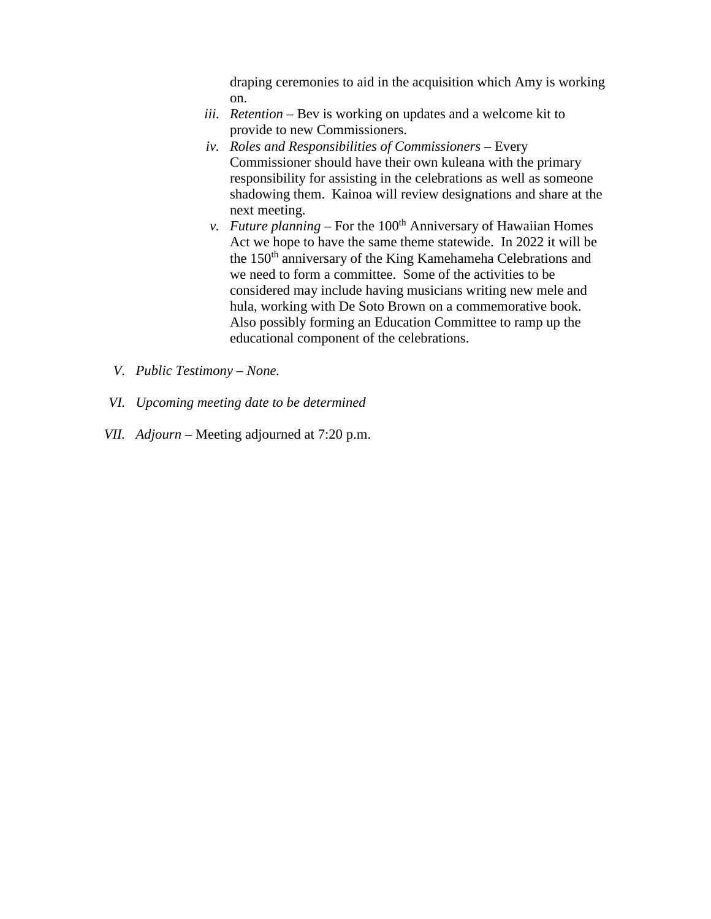draping ceremonies to aid in the acquisition which Amy is working on.

iii. *Retention* – Bev is working on updates and a welcome kit to provide to new Commissioners.

iv. *Roles and Responsibilities of Commissioners* – Every Commissioner should have their own kuleana with the primary responsibility for assisting in the celebrations as well as someone shadowing them. Kainoa will review designations and share at the next meeting.

v. *Future planning* – For the 100th Anniversary of Hawaiian Homes Act we hope to have the same theme statewide. In 2022 it will be the 150th anniversary of the King Kamehameha Celebrations and we need to form a committee. Some of the activities to be considered may include having musicians writing new mele and hula, working with De Soto Brown on a commemorative book. Also possibly forming an Education Committee to ramp up the educational component of the celebrations.

V. *Public Testimony – None.*

VI. *Upcoming meeting date to be determined*

VII. *Adjourn* – Meeting adjourned at 7:20 p.m.